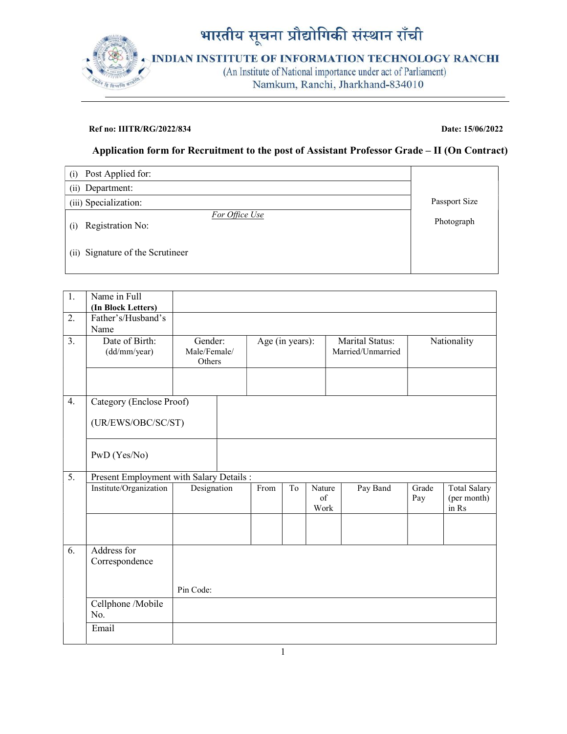# भारतीय सूचना प्रौद्योगिकी संस्थान राँची

## INDIAN INSTITUTE OF INFORMATION TECHNOLOGY RANCHI

(An Institute of National importance under act of Parliament)
Namkum, Ranchi, Jharkhand-834010

**Ref no: IIITR/RG/2022/834** **Date: 15/06/2022**

### Application form for Recruitment to the post of Assistant Professor Grade – II (On Contract)

| | |
|---|---|
| (i) Post Applied for: | Passport Size Photograph |
| (ii) Department: | |
| (iii) Specialization: | |
| *For Office Use* (i) Registration No: | |
| (ii) Signature of the Scrutineer | |

| | | | | | | | | |
|---|---|---|---|---|---|---|---|---|
| 1. | Name in Full **(In Block Letters)** | | | | | | | |
| 2. | Father's/Husband's Name | | | | | | | |
| 3. | Date of Birth: (dd/mm/year) | Gender: Male/Female/ Others | Age (in years): | | Marital Status: Married/Unmarried | | Nationality | |
| | | | | | | | | |
| 4. | Category (Enclose Proof) (UR/EWS/OBC/SC/ST) | | | | | | | |
| | PwD (Yes/No) | | | | | | | |
| 5. | Present Employment with Salary Details : | | | | | | | |
| | Institute/Organization | Designation | From | To | Nature of Work | Pay Band | Grade Pay | Total Salary (per month) in Rs |
| | | | | | | | | |
| 6. | Address for Correspondence | Pin Code: | | | | | | |
| | Cellphone /Mobile No. | | | | | | | |
| | Email | | | | | | | |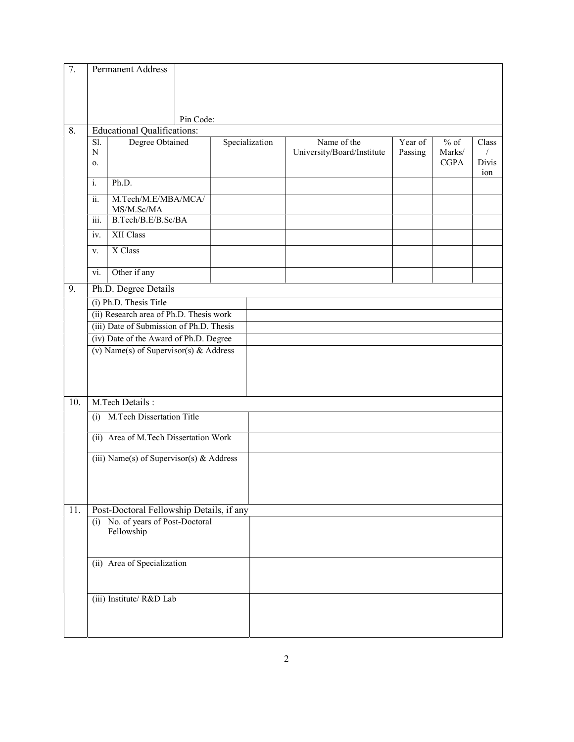| 7. | Permanent Address | |
|---|---|---|
| | Pin Code: | |

**8. Educational Qualifications:**

| Sl. No. | Degree Obtained | Specialization | Name of the University/Board/Institute | Year of Passing | % of Marks/ CGPA | Class / Division |
|---|---|---|---|---|---|---|
| i. | Ph.D. | | | | | |
| ii. | M.Tech/M.E/MBA/MCA/ MS/M.Sc/MA | | | | | |
| iii. | B.Tech/B.E/B.Sc/BA | | | | | |
| iv. | XII Class | | | | | |
| v. | X Class | | | | | |
| vi. | Other if any | | | | | |

**9. Ph.D. Degree Details**

| | |
|---|---|
| (i) Ph.D. Thesis Title | |
| (ii) Research area of Ph.D. Thesis work | |
| (iii) Date of Submission of Ph.D. Thesis | |
| (iv) Date of the Award of Ph.D. Degree | |
| (v) Name(s) of Supervisor(s) & Address | |

**10. M.Tech Details :**

| | |
|---|---|
| (i) M.Tech Dissertation Title | |
| (ii) Area of M.Tech Dissertation Work | |
| (iii) Name(s) of Supervisor(s) & Address | |

**11. Post-Doctoral Fellowship Details, if any**

| | |
|---|---|
| (i) No. of years of Post-Doctoral Fellowship | |
| (ii) Area of Specialization | |
| (iii) Institute/ R&D Lab | |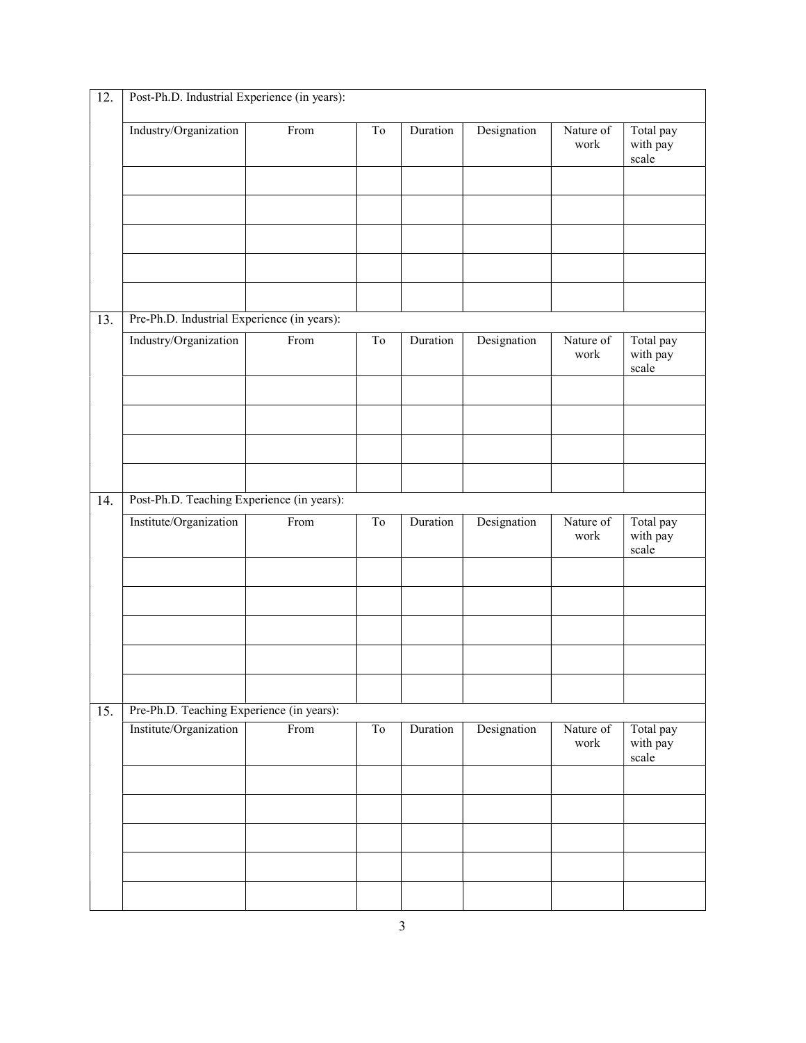12. Post-Ph.D. Industrial Experience (in years):

| Industry/Organization | From | To | Duration | Designation | Nature of work | Total pay with pay scale |
|---|---|---|---|---|---|---|
| | | | | | | |
| | | | | | | |
| | | | | | | |
| | | | | | | |
| | | | | | | |

13. Pre-Ph.D. Industrial Experience (in years):

| Industry/Organization | From | To | Duration | Designation | Nature of work | Total pay with pay scale |
|---|---|---|---|---|---|---|
| | | | | | | |
| | | | | | | |
| | | | | | | |
| | | | | | | |

14. Post-Ph.D. Teaching Experience (in years):

| Institute/Organization | From | To | Duration | Designation | Nature of work | Total pay with pay scale |
|---|---|---|---|---|---|---|
| | | | | | | |
| | | | | | | |
| | | | | | | |
| | | | | | | |
| | | | | | | |

15. Pre-Ph.D. Teaching Experience (in years):

| Institute/Organization | From | To | Duration | Designation | Nature of work | Total pay with pay scale |
|---|---|---|---|---|---|---|
| | | | | | | |
| | | | | | | |
| | | | | | | |
| | | | | | | |
| | | | | | | |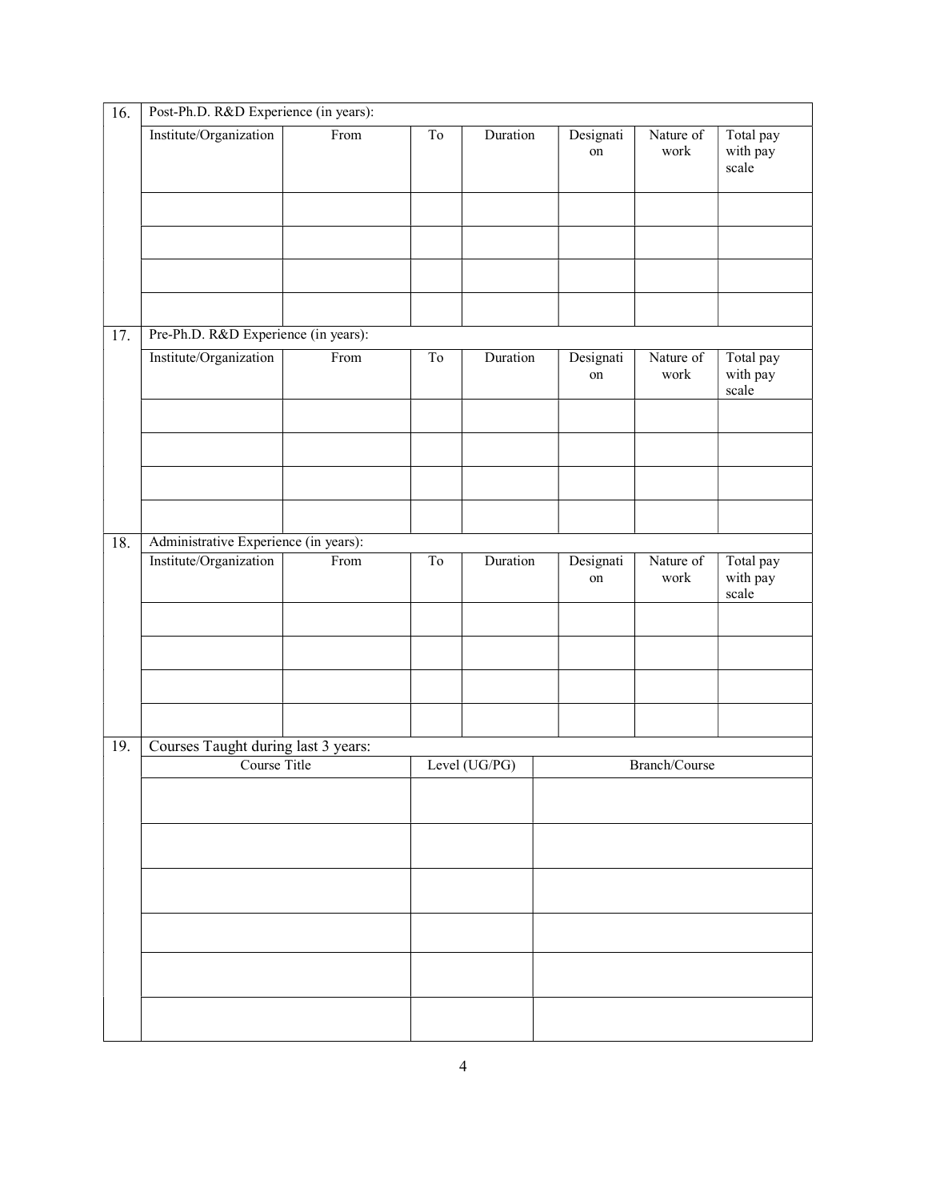16. Post-Ph.D. R&D Experience (in years):

| Institute/Organization | From | To | Duration | Designation | Nature of work | Total pay with pay scale |
|---|---|---|---|---|---|---|
| | | | | | | |
| | | | | | | |
| | | | | | | |
| | | | | | | |

17. Pre-Ph.D. R&D Experience (in years):

| Institute/Organization | From | To | Duration | Designation | Nature of work | Total pay with pay scale |
|---|---|---|---|---|---|---|
| | | | | | | |
| | | | | | | |
| | | | | | | |
| | | | | | | |

18. Administrative Experience (in years):

| Institute/Organization | From | To | Duration | Designation | Nature of work | Total pay with pay scale |
|---|---|---|---|---|---|---|
| | | | | | | |
| | | | | | | |
| | | | | | | |
| | | | | | | |

19. Courses Taught during last 3 years:

| Course Title | Level (UG/PG) | Branch/Course |
|---|---|---|
| | | |
| | | |
| | | |
| | | |
| | | |
| | | |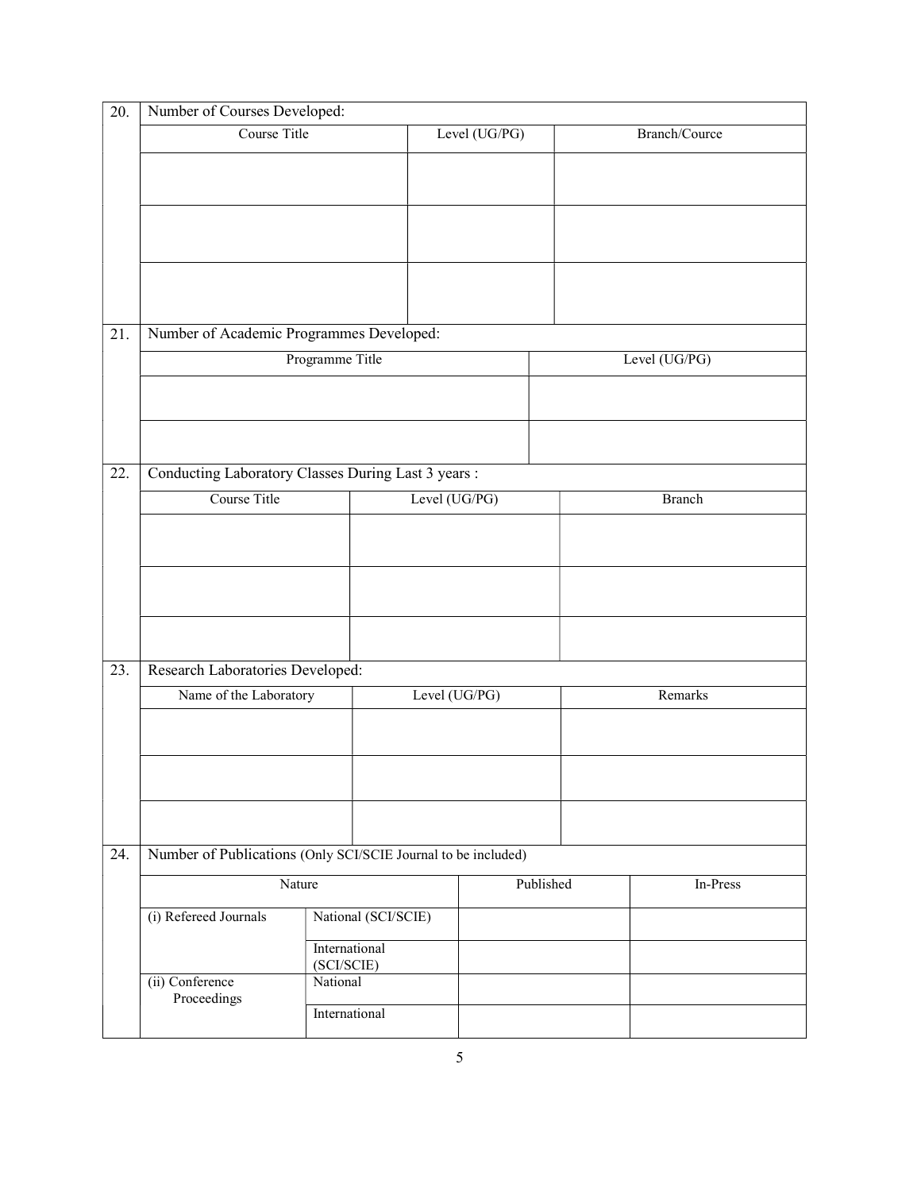20. Number of Courses Developed:

| Course Title | Level (UG/PG) | Branch/Cource |
|---|---|---|
| | | |
| | | |
| | | |

21. Number of Academic Programmes Developed:

| Programme Title | Level (UG/PG) |
|---|---|
| | |
| | |

22. Conducting Laboratory Classes During Last 3 years :

| Course Title | Level (UG/PG) | Branch |
|---|---|---|
| | | |
| | | |
| | | |

23. Research Laboratories Developed:

| Name of the Laboratory | Level (UG/PG) | Remarks |
|---|---|---|
| | | |
| | | |
| | | |

24. Number of Publications (Only SCI/SCIE Journal to be included)

| Nature | | Published | In-Press |
|---|---|---|---|
| (i) Refereed Journals | National (SCI/SCIE) | | |
| | International (SCI/SCIE) | | |
| (ii) Conference Proceedings | National | | |
| | International | | |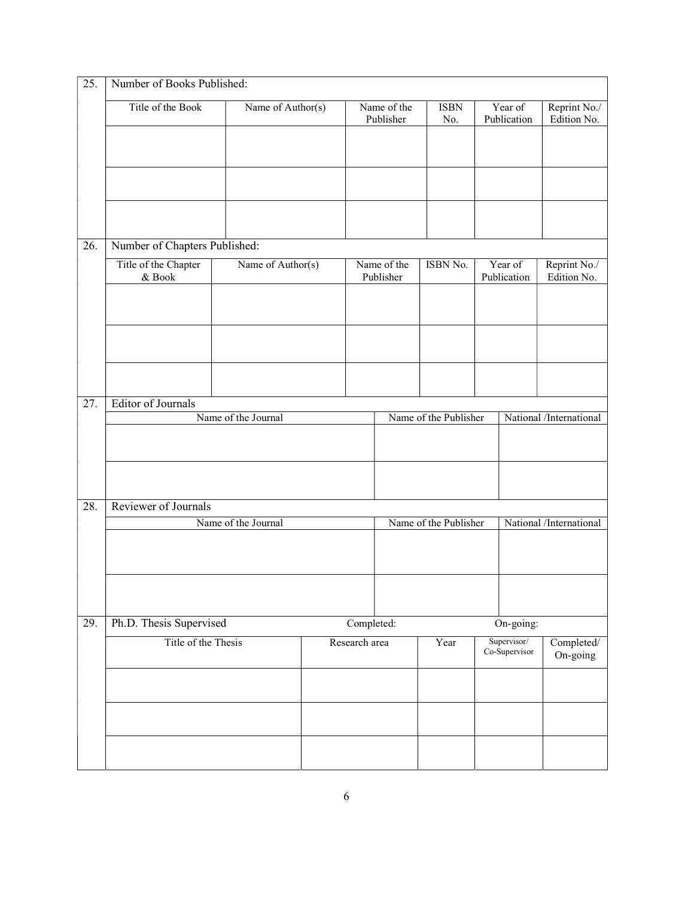25. Number of Books Published:

| Title of the Book | Name of Author(s) | Name of the Publisher | ISBN No. | Year of Publication | Reprint No./ Edition No. |
|---|---|---|---|---|---|
| | | | | | |
| | | | | | |
| | | | | | |

26. Number of Chapters Published:

| Title of the Chapter & Book | Name of Author(s) | Name of the Publisher | ISBN No. | Year of Publication | Reprint No./ Edition No. |
|---|---|---|---|---|---|
| | | | | | |
| | | | | | |
| | | | | | |

27. Editor of Journals

| Name of the Journal | Name of the Publisher | National /International |
|---|---|---|
| | | |
| | | |

28. Reviewer of Journals

| Name of the Journal | Name of the Publisher | National /International |
|---|---|---|
| | | |
| | | |

29. Ph.D. Thesis Supervised Completed: On-going:

| Title of the Thesis | Research area | Year | Supervisor/ Co-Supervisor | Completed/ On-going |
|---|---|---|---|---|
| | | | | |
| | | | | |
| | | | | |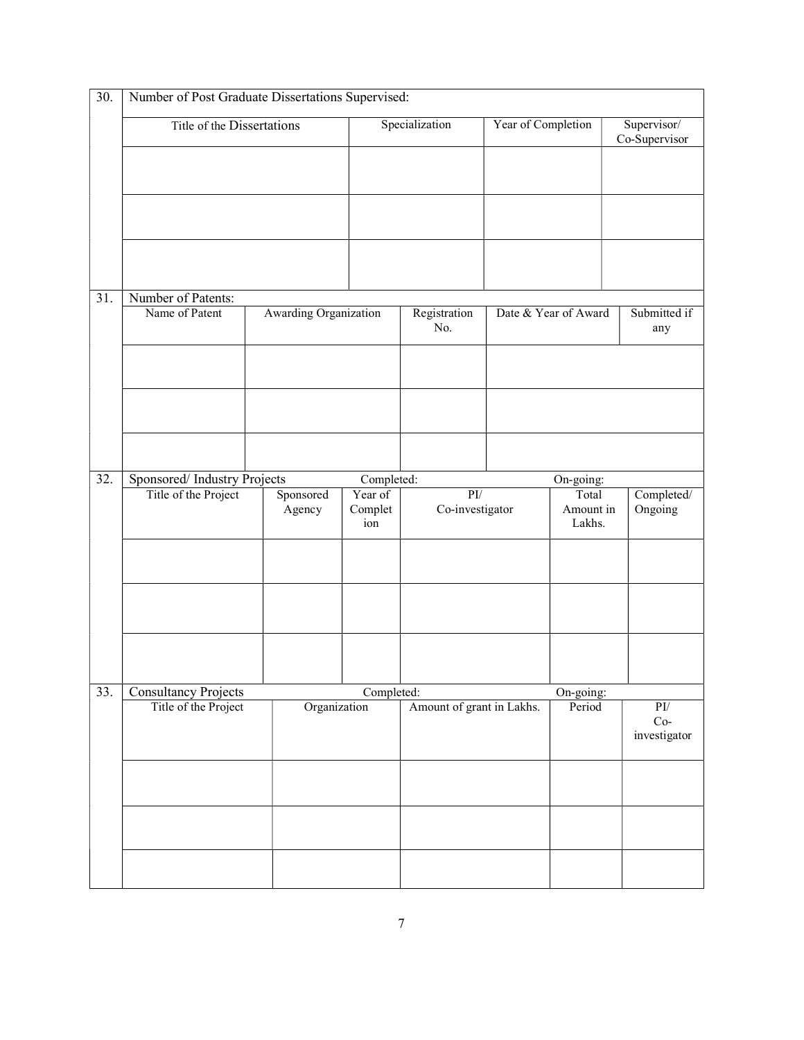**30. Number of Post Graduate Dissertations Supervised:**

| Title of the Dissertations | Specialization | Year of Completion | Supervisor/ Co-Supervisor |
|---|---|---|---|
| | | | |
| | | | |
| | | | |

**31. Number of Patents:**

| Name of Patent | Awarding Organization | Registration No. | Date & Year of Award | Submitted if any |
|---|---|---|---|---|
| | | | | |
| | | | | |
| | | | | |

**32. Sponsored/ Industry Projects** Completed: On-going:

| Title of the Project | Sponsored Agency | Year of Completion | PI/ Co-investigator | Total Amount in Lakhs. | Completed/ Ongoing |
|---|---|---|---|---|---|
| | | | | | |
| | | | | | |
| | | | | | |

**33. Consultancy Projects** Completed: On-going:

| Title of the Project | Organization | Amount of grant in Lakhs. | Period | PI/ Co-investigator |
|---|---|---|---|---|
| | | | | |
| | | | | |
| | | | | |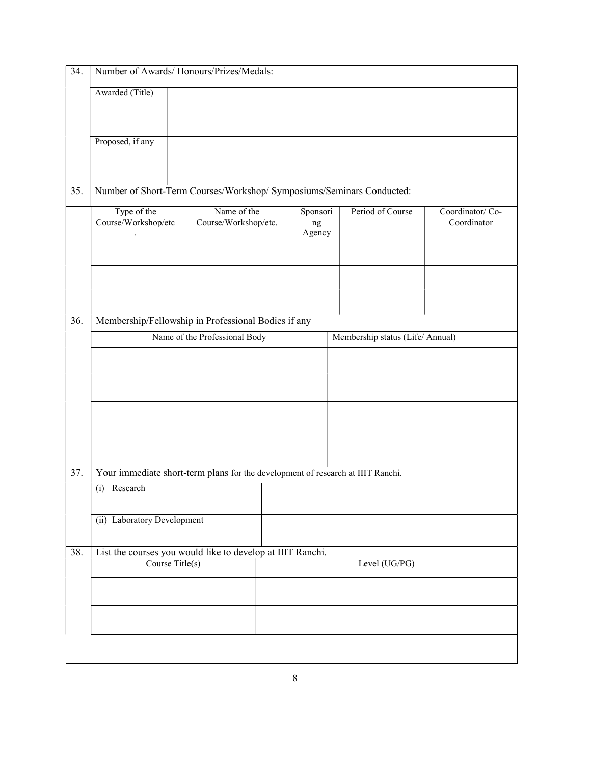| 34. | Number of Awards/ Honours/Prizes/Medals: |
|---|---|
| | Awarded (Title) | |
| | Proposed, if any | |

| 35. | Number of Short-Term Courses/Workshop/ Symposiums/Seminars Conducted: | | | | |
|---|---|---|---|---|---|
| | Type of the Course/Workshop/etc. | Name of the Course/Workshop/etc. | Sponsoring Agency | Period of Course | Coordinator/ Co-Coordinator |
| | | | | | |
| | | | | | |
| | | | | | |

| 36. | Membership/Fellowship in Professional Bodies if any | |
|---|---|---|
| | Name of the Professional Body | Membership status (Life/ Annual) |
| | | |
| | | |
| | | |
| | | |

| 37. | Your immediate short-term plans for the development of research at IIIT Ranchi. | |
|---|---|---|
| | (i) Research | |
| | (ii) Laboratory Development | |

| 38. | List the courses you would like to develop at IIIT Ranchi. | |
|---|---|---|
| | Course Title(s) | Level (UG/PG) |
| | | |
| | | |
| | | |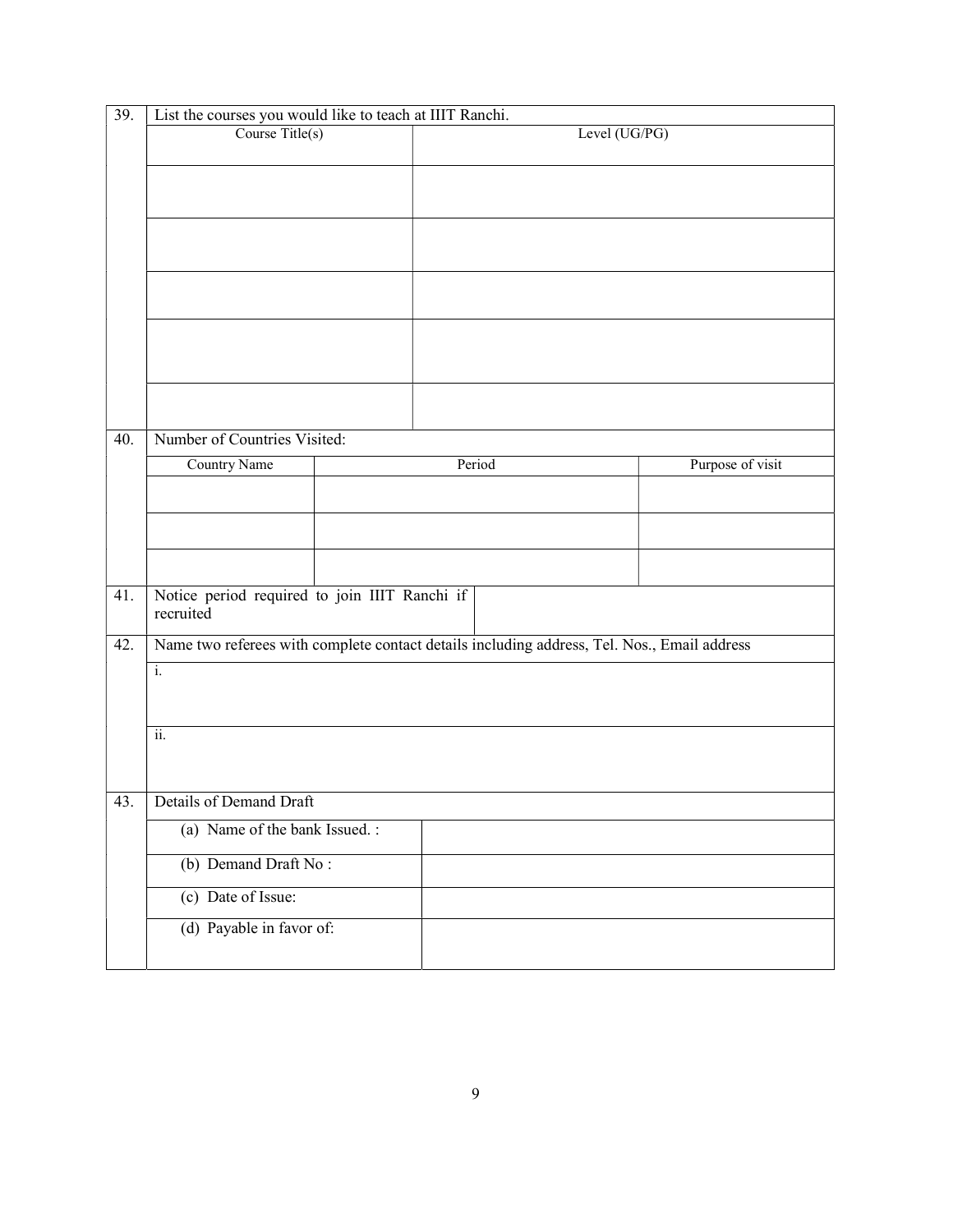| 39. | List the courses you would like to teach at IIIT Ranchi. | |
|---|---|---|
| | Course Title(s) | Level (UG/PG) |
| | | |
| | | |
| | | |
| | | |
| | | |

| 40. | Number of Countries Visited: | | |
|---|---|---|---|
| | Country Name | Period | Purpose of visit |
| | | | |
| | | | |
| | | | |

| 41. | Notice period required to join IIIT Ranchi if recruited | |
|---|---|---|

| 42. | Name two referees with complete contact details including address, Tel. Nos., Email address |
|---|---|
| | i. |
| | ii. |

| 43. | Details of Demand Draft | |
|---|---|---|
| | (a) Name of the bank Issued. : | |
| | (b) Demand Draft No : | |
| | (c) Date of Issue: | |
| | (d) Payable in favor of: | |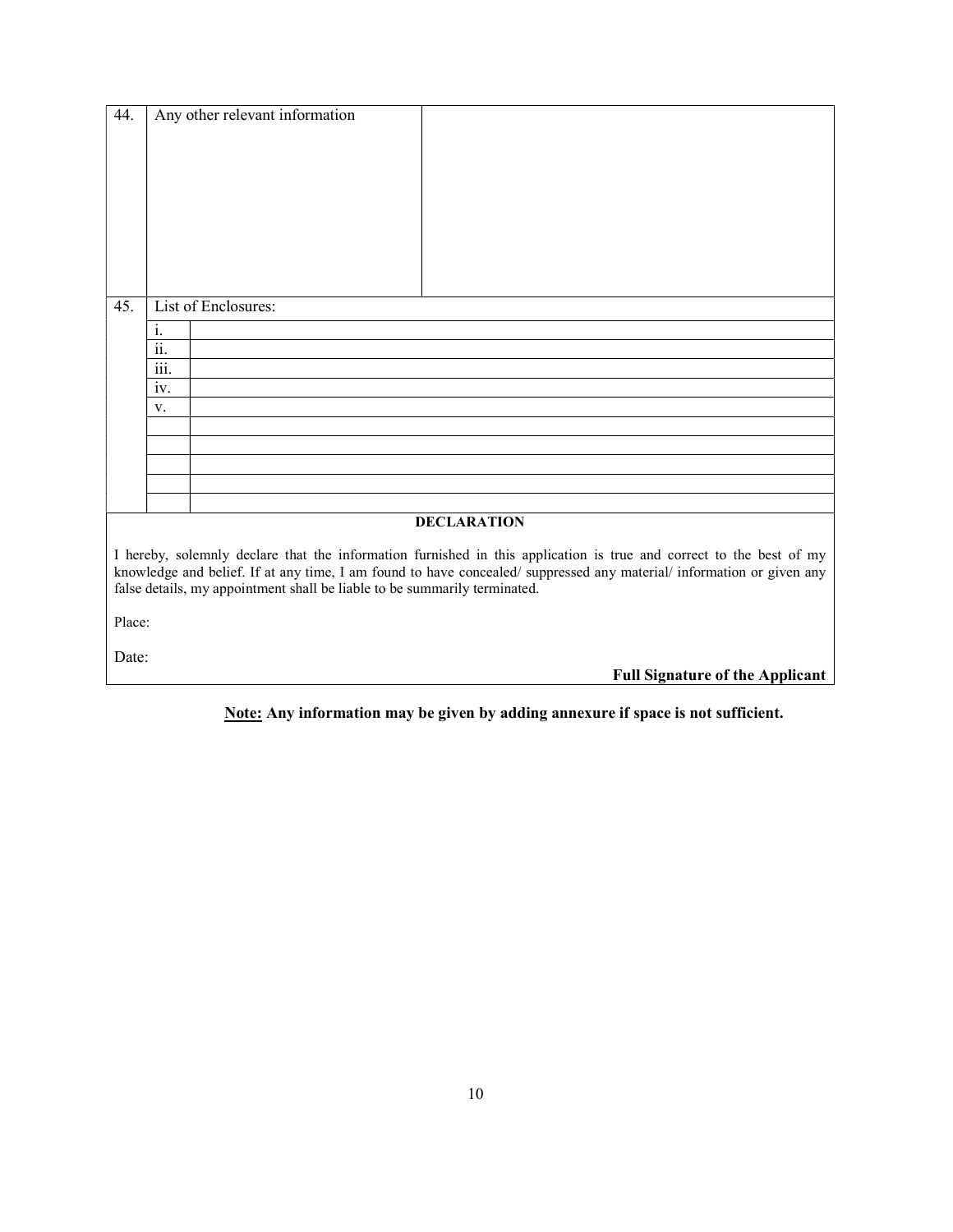| 44. | Any other relevant information | |
|---|---|---|
| 45. | List of Enclosures: | |
| | i. | |
| | ii. | |
| | iii. | |
| | iv. | |
| | v. | |
| | | |
| | | |
| | | |
| | | |
| | | |

**DECLARATION**

I hereby, solemnly declare that the information furnished in this application is true and correct to the best of my knowledge and belief. If at any time, I am found to have concealed/ suppressed any material/ information or given any false details, my appointment shall be liable to be summarily terminated.

Place:

Date:

**Full Signature of the Applicant**

**Note: Any information may be given by adding annexure if space is not sufficient.**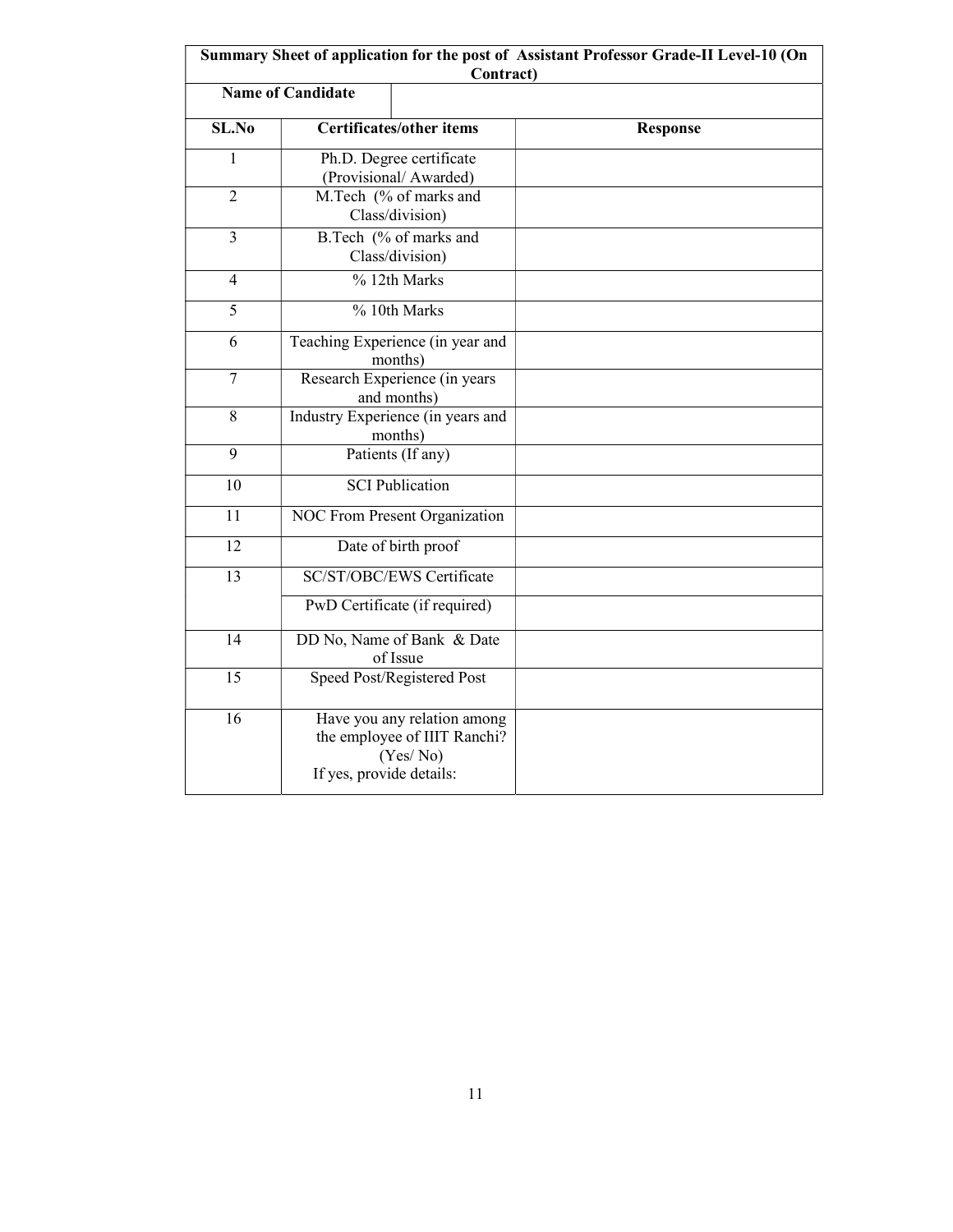| Summary Sheet of application for the post of Assistant Professor Grade-II Level-10 (On Contract) | | |
|---|---|---|
| **Name of Candidate** | | |
| **SL.No** | **Certificates/other items** | **Response** |
| 1 | Ph.D. Degree certificate (Provisional/ Awarded) | |
| 2 | M.Tech (% of marks and Class/division) | |
| 3 | B.Tech (% of marks and Class/division) | |
| 4 | % 12th Marks | |
| 5 | % 10th Marks | |
| 6 | Teaching Experience (in year and months) | |
| 7 | Research Experience (in years and months) | |
| 8 | Industry Experience (in years and months) | |
| 9 | Patients (If any) | |
| 10 | SCI Publication | |
| 11 | NOC From Present Organization | |
| 12 | Date of birth proof | |
| 13 | SC/ST/OBC/EWS Certificate | |
| | PwD Certificate (if required) | |
| 14 | DD No, Name of Bank & Date of Issue | |
| 15 | Speed Post/Registered Post | |
| 16 | Have you any relation among the employee of IIIT Ranchi? (Yes/ No) If yes, provide details: | |